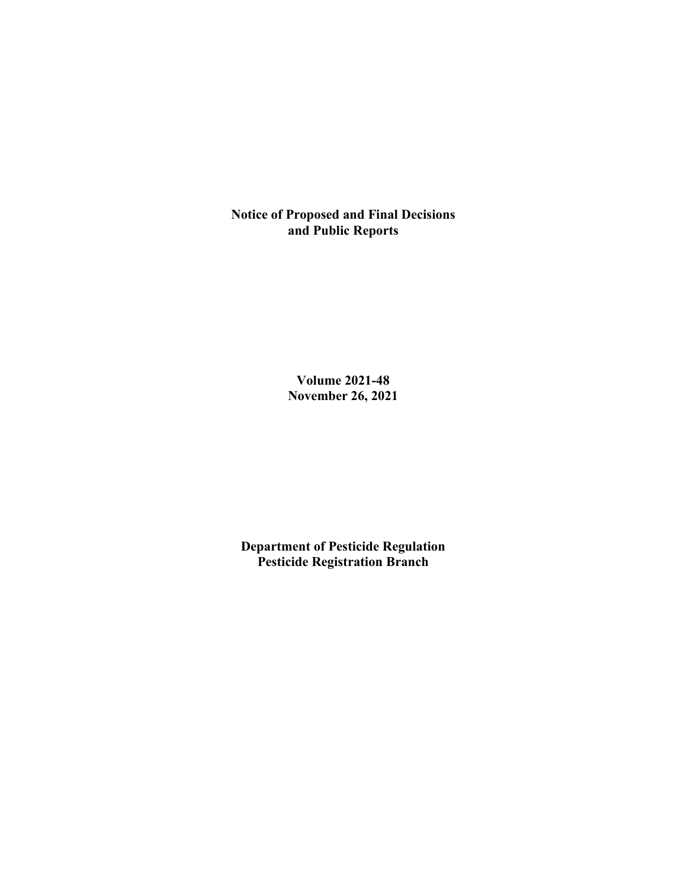# Notice of Proposed and Final Decisions and Public Reports

**Volume 2021-48**
**November 26, 2021**

**Department of Pesticide Regulation**
**Pesticide Registration Branch**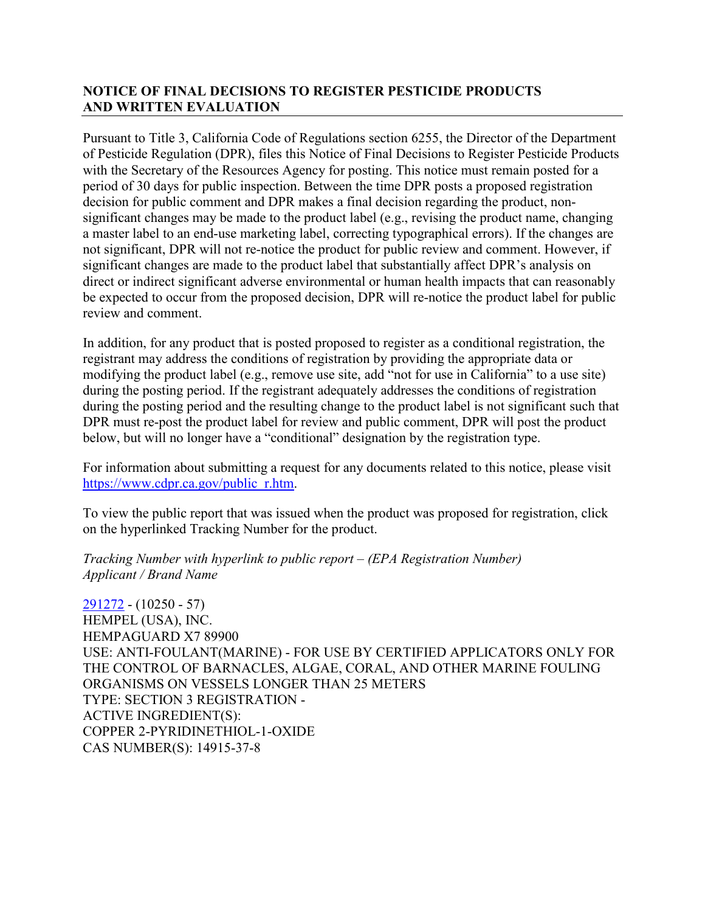## NOTICE OF FINAL DECISIONS TO REGISTER PESTICIDE PRODUCTS AND WRITTEN EVALUATION

Pursuant to Title 3, California Code of Regulations section 6255, the Director of the Department of Pesticide Regulation (DPR), files this Notice of Final Decisions to Register Pesticide Products with the Secretary of the Resources Agency for posting. This notice must remain posted for a period of 30 days for public inspection. Between the time DPR posts a proposed registration decision for public comment and DPR makes a final decision regarding the product, non-significant changes may be made to the product label (e.g., revising the product name, changing a master label to an end-use marketing label, correcting typographical errors). If the changes are not significant, DPR will not re-notice the product for public review and comment. However, if significant changes are made to the product label that substantially affect DPR's analysis on direct or indirect significant adverse environmental or human health impacts that can reasonably be expected to occur from the proposed decision, DPR will re-notice the product label for public review and comment.

In addition, for any product that is posted proposed to register as a conditional registration, the registrant may address the conditions of registration by providing the appropriate data or modifying the product label (e.g., remove use site, add "not for use in California" to a use site) during the posting period. If the registrant adequately addresses the conditions of registration during the posting period and the resulting change to the product label is not significant such that DPR must re-post the product label for review and public comment, DPR will post the product below, but will no longer have a "conditional" designation by the registration type.

For information about submitting a request for any documents related to this notice, please visit https://www.cdpr.ca.gov/public_r.htm.

To view the public report that was issued when the product was proposed for registration, click on the hyperlinked Tracking Number for the product.

*Tracking Number with hyperlink to public report – (EPA Registration Number)*
*Applicant / Brand Name*

291272 - (10250 - 57)
HEMPEL (USA), INC.
HEMPAGUARD X7 89900
USE: ANTI-FOULANT(MARINE) - FOR USE BY CERTIFIED APPLICATORS ONLY FOR THE CONTROL OF BARNACLES, ALGAE, CORAL, AND OTHER MARINE FOULING ORGANISMS ON VESSELS LONGER THAN 25 METERS
TYPE: SECTION 3 REGISTRATION -
ACTIVE INGREDIENT(S):
COPPER 2-PYRIDINETHIOL-1-OXIDE
CAS NUMBER(S): 14915-37-8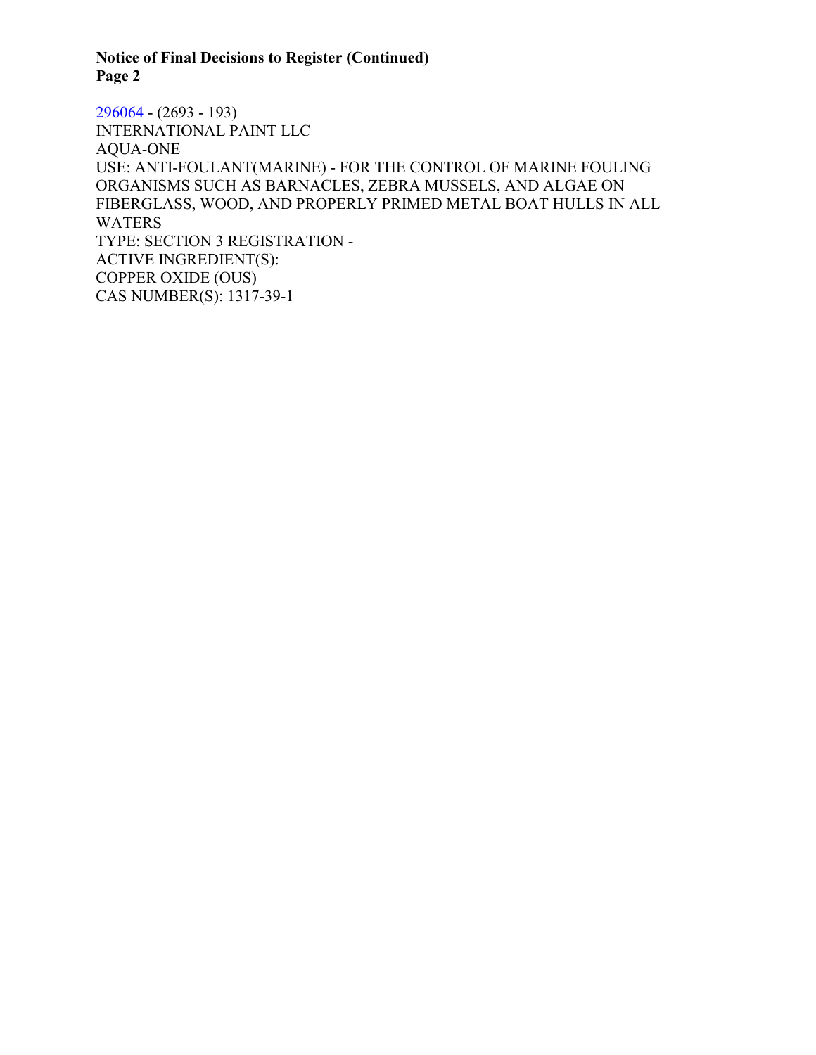296064 - (2693 - 193)
INTERNATIONAL PAINT LLC
AQUA-ONE
USE: ANTI-FOULANT(MARINE) - FOR THE CONTROL OF MARINE FOULING ORGANISMS SUCH AS BARNACLES, ZEBRA MUSSELS, AND ALGAE ON FIBERGLASS, WOOD, AND PROPERLY PRIMED METAL BOAT HULLS IN ALL WATERS
TYPE: SECTION 3 REGISTRATION -
ACTIVE INGREDIENT(S):
COPPER OXIDE (OUS)
CAS NUMBER(S): 1317-39-1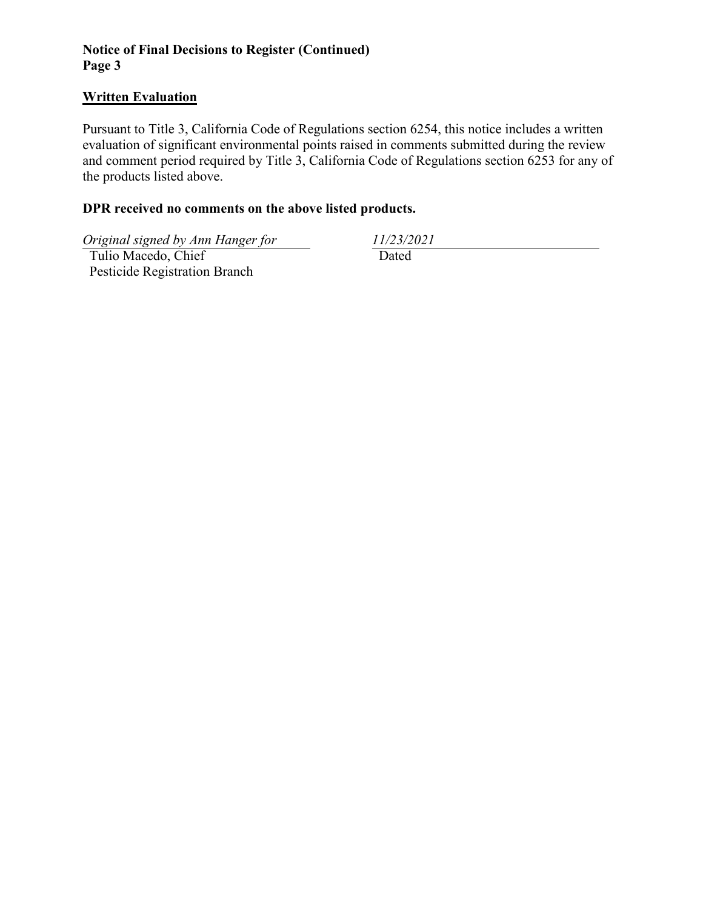## Written Evaluation

Pursuant to Title 3, California Code of Regulations section 6254, this notice includes a written evaluation of significant environmental points raised in comments submitted during the review and comment period required by Title 3, California Code of Regulations section 6253 for any of the products listed above.

**DPR received no comments on the above listed products.**

*Original signed by Ann Hanger for*
Tulio Macedo, Chief
Pesticide Registration Branch

*11/23/2021*
Dated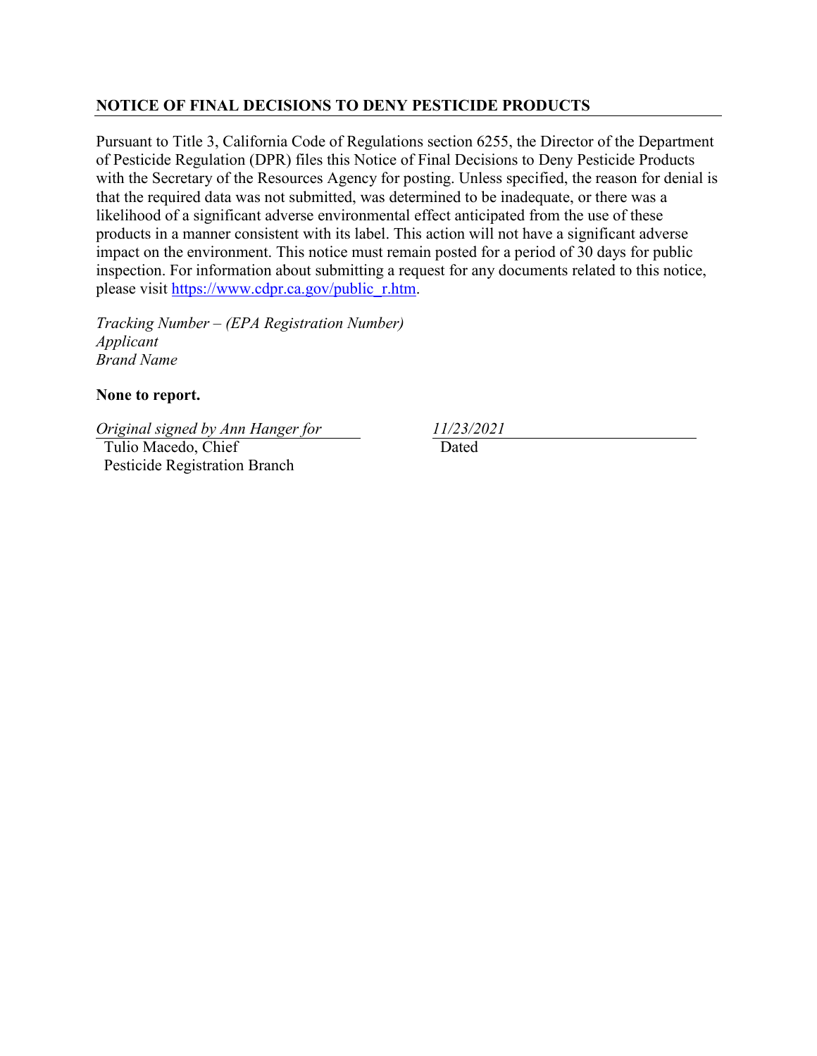## NOTICE OF FINAL DECISIONS TO DENY PESTICIDE PRODUCTS

Pursuant to Title 3, California Code of Regulations section 6255, the Director of the Department of Pesticide Regulation (DPR) files this Notice of Final Decisions to Deny Pesticide Products with the Secretary of the Resources Agency for posting. Unless specified, the reason for denial is that the required data was not submitted, was determined to be inadequate, or there was a likelihood of a significant adverse environmental effect anticipated from the use of these products in a manner consistent with its label. This action will not have a significant adverse impact on the environment. This notice must remain posted for a period of 30 days for public inspection. For information about submitting a request for any documents related to this notice, please visit [https://www.cdpr.ca.gov/public_r.htm](https://www.cdpr.ca.gov/public_r.htm).

*Tracking Number – (EPA Registration Number)*
*Applicant*
*Brand Name*

**None to report.**

*Original signed by Ann Hanger for*
Tulio Macedo, Chief
Pesticide Registration Branch

*11/23/2021*
Dated